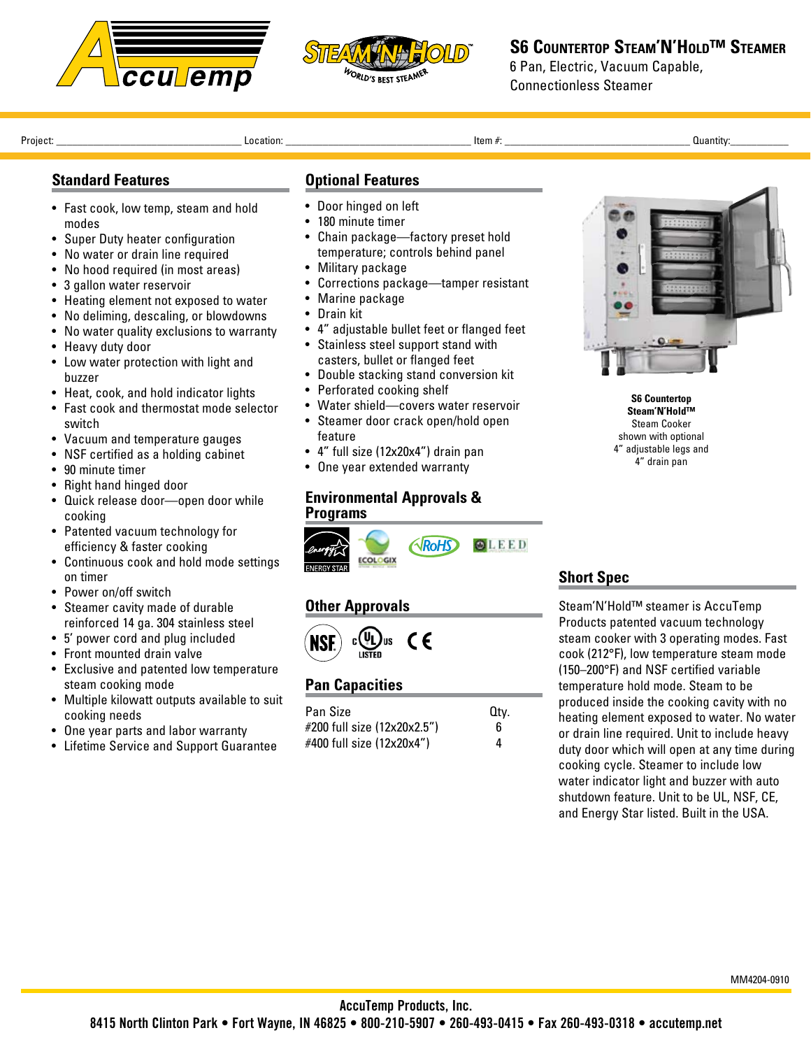# S6 Countertop Steam'N'Hold™ Steamer

6 Pan, Electric, Vacuum Capable, Connectionless Steamer

Project: ______________________ Location: ______________________ Item #: ______________________ Quantity: __________

## Standard Features

- Fast cook, low temp, steam and hold modes
- Super Duty heater configuration
- No water or drain line required
- No hood required (in most areas)
- 3 gallon water reservoir
- Heating element not exposed to water
- No deliming, descaling, or blowdowns
- No water quality exclusions to warranty
- Heavy duty door
- Low water protection with light and buzzer
- Heat, cook, and hold indicator lights
- Fast cook and thermostat mode selector switch
- Vacuum and temperature gauges
- NSF certified as a holding cabinet
- 90 minute timer
- Right hand hinged door
- Quick release door—open door while cooking
- Patented vacuum technology for efficiency & faster cooking
- Continuous cook and hold mode settings on timer
- Power on/off switch
- Steamer cavity made of durable reinforced 14 ga. 304 stainless steel
- 5' power cord and plug included
- Front mounted drain valve
- Exclusive and patented low temperature steam cooking mode
- Multiple kilowatt outputs available to suit cooking needs
- One year parts and labor warranty
- Lifetime Service and Support Guarantee

## Optional Features

- Door hinged on left
- 180 minute timer
- Chain package—factory preset hold temperature; controls behind panel
- Military package
- Corrections package—tamper resistant
- Marine package
- Drain kit
- 4" adjustable bullet feet or flanged feet
- Stainless steel support stand with casters, bullet or flanged feet
- Double stacking stand conversion kit
- Perforated cooking shelf
- Water shield—covers water reservoir
- Steamer door crack open/hold open feature
- 4" full size (12x20x4") drain pan
- One year extended warranty

## Environmental Approvals & Programs

ENERGY STAR, ECOLOGIX, RoHS, LEED

## Other Approvals

NSF, c UL us LISTED, CE

## Pan Capacities

| Pan Size | Qty. |
|---|---|
| #200 full size (12x20x2.5") | 6 |
| #400 full size (12x20x4") | 4 |

**S6 Countertop Steam'N'Hold™** Steam Cooker shown with optional 4" adjustable legs and 4" drain pan

## Short Spec

Steam'N'Hold™ steamer is AccuTemp Products patented vacuum technology steam cooker with 3 operating modes. Fast cook (212°F), low temperature steam mode (150–200°F) and NSF certified variable temperature hold mode. Steam to be produced inside the cooking cavity with no heating element exposed to water. No water or drain line required. Unit to include heavy duty door which will open at any time during cooking cycle. Steamer to include low water indicator light and buzzer with auto shutdown feature. Unit to be UL, NSF, CE, and Energy Star listed. Built in the USA.

MM4204-0910

AccuTemp Products, Inc.
8415 North Clinton Park • Fort Wayne, IN 46825 • 800-210-5907 • 260-493-0415 • Fax 260-493-0318 • accutemp.net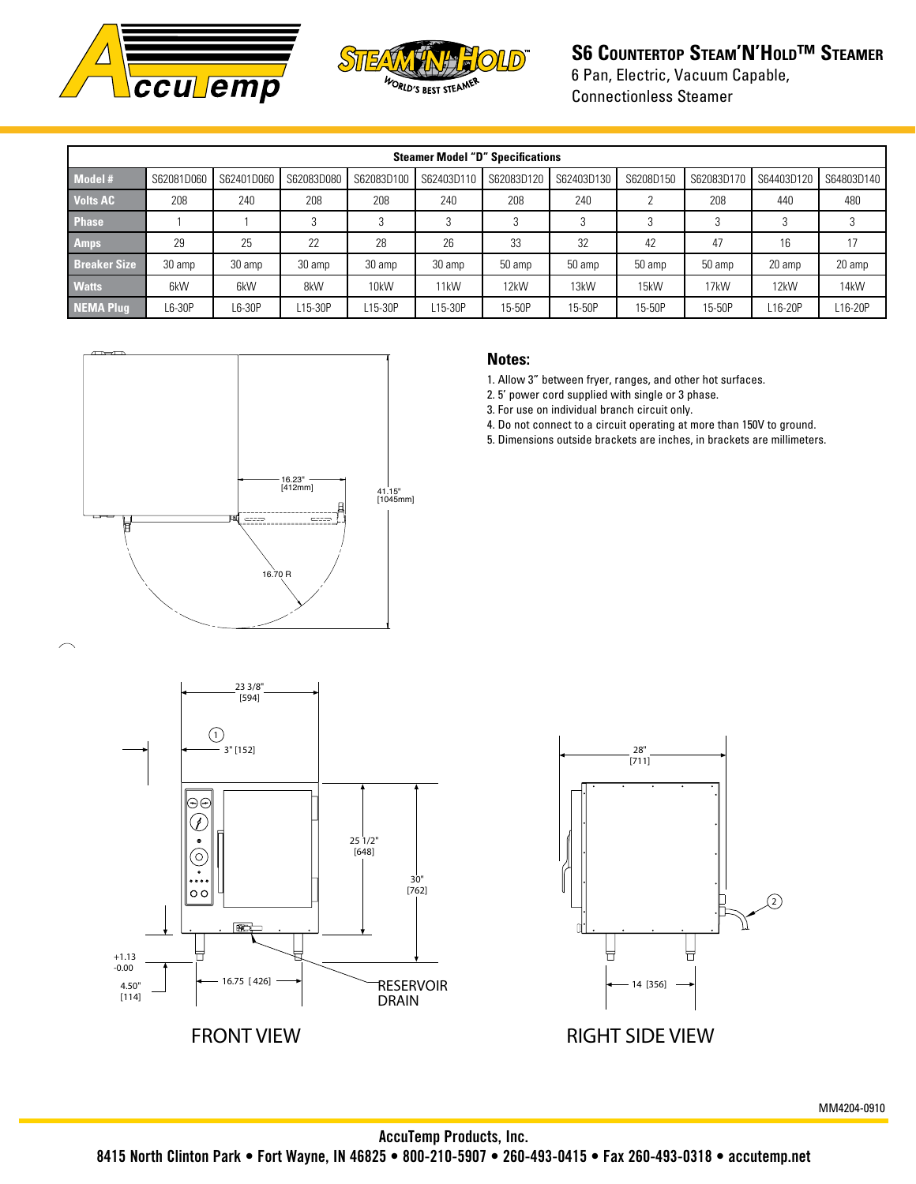# S6 Countertop Steam'N'Hold™ Steamer

6 Pan, Electric, Vacuum Capable, Connectionless Steamer

| Steamer Model "D" Specifications | | | | | | | | | | | |
|---|---|---|---|---|---|---|---|---|---|---|---|
| **Model #** | S62081D060 | S62401D060 | S62083D080 | S62083D100 | S62403D110 | S62083D120 | S62403D130 | S6208D150 | S62083D170 | S64403D120 | S64803D140 |
| **Volts AC** | 208 | 240 | 208 | 208 | 240 | 208 | 240 | 2 | 208 | 440 | 480 |
| **Phase** | 1 | 1 | 3 | 3 | 3 | 3 | 3 | 3 | 3 | 3 | 3 |
| **Amps** | 29 | 25 | 22 | 28 | 26 | 33 | 32 | 42 | 47 | 16 | 17 |
| **Breaker Size** | 30 amp | 30 amp | 30 amp | 30 amp | 30 amp | 50 amp | 50 amp | 50 amp | 50 amp | 20 amp | 20 amp |
| **Watts** | 6kW | 6kW | 8kW | 10kW | 11kW | 12kW | 13kW | 15kW | 17kW | 12kW | 14kW |
| **NEMA Plug** | L6-30P | L6-30P | L15-30P | L15-30P | L15-30P | 15-50P | 15-50P | 15-50P | 15-50P | L16-20P | L16-20P |

16.23"
[412mm]

41.15"
[1045mm]

16.70 R

## Notes:

1. Allow 3" between fryer, ranges, and other hot surfaces.
2. 5' power cord supplied with single or 3 phase.
3. For use on individual branch circuit only.
4. Do not connect to a circuit operating at more than 150V to ground.
5. Dimensions outside brackets are inches, in brackets are millimeters.

23 3/8"
[594]

1

3" [152]

25 1/2"
[648]

30"
[762]

+1.13
-0.00

4.50"
[114]

16.75 [426]

RESERVOIR
DRAIN

FRONT VIEW

28"
[711]

2

14 [356]

RIGHT SIDE VIEW

MM4204-0910

AccuTemp Products, Inc.

8415 North Clinton Park • Fort Wayne, IN 46825 • 800-210-5907 • 260-493-0415 • Fax 260-493-0318 • accutemp.net